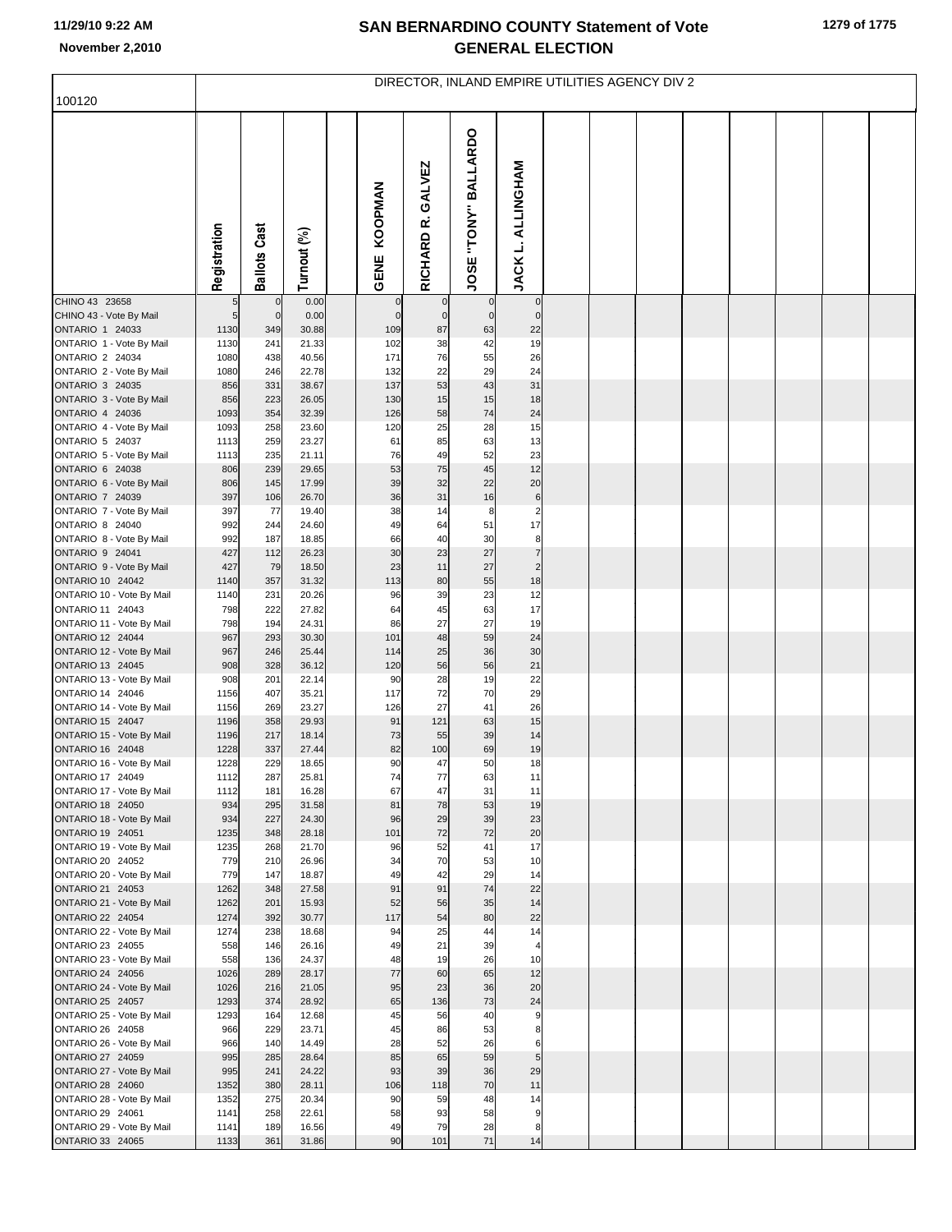# SAN BERNARDINO COUNTY Statement of Vote
## GENERAL ELECTION

11/29/10 9:22 AM
November 2,2010

100120

DIRECTOR, INLAND EMPIRE UTILITIES AGENCY DIV 2

| | Registration | Ballots Cast | Turnout (%) | GENE KOOPMAN | RICHARD R. GALVEZ | JOSE "TONY" BALLARDO | JACK L. ALLINGHAM |
|---|---|---|---|---|---|---|---|
| CHINO 43 23658 | 5 | 0 | 0.00 | 0 | 0 | 0 | 0 |
| CHINO 43 - Vote By Mail | 5 | 0 | 0.00 | 0 | 0 | 0 | 0 |
| ONTARIO 1 24033 | 1130 | 349 | 30.88 | 109 | 87 | 63 | 22 |
| ONTARIO 1 - Vote By Mail | 1130 | 241 | 21.33 | 102 | 38 | 42 | 19 |
| ONTARIO 2 24034 | 1080 | 438 | 40.56 | 171 | 76 | 55 | 26 |
| ONTARIO 2 - Vote By Mail | 1080 | 246 | 22.78 | 132 | 22 | 29 | 24 |
| ONTARIO 3 24035 | 856 | 331 | 38.67 | 137 | 53 | 43 | 31 |
| ONTARIO 3 - Vote By Mail | 856 | 223 | 26.05 | 130 | 15 | 15 | 18 |
| ONTARIO 4 24036 | 1093 | 354 | 32.39 | 126 | 58 | 74 | 24 |
| ONTARIO 4 - Vote By Mail | 1093 | 258 | 23.60 | 120 | 25 | 28 | 15 |
| ONTARIO 5 24037 | 1113 | 259 | 23.27 | 61 | 85 | 63 | 13 |
| ONTARIO 5 - Vote By Mail | 1113 | 235 | 21.11 | 76 | 49 | 52 | 23 |
| ONTARIO 6 24038 | 806 | 239 | 29.65 | 53 | 75 | 45 | 12 |
| ONTARIO 6 - Vote By Mail | 806 | 145 | 17.99 | 39 | 32 | 22 | 20 |
| ONTARIO 7 24039 | 397 | 106 | 26.70 | 36 | 31 | 16 | 6 |
| ONTARIO 7 - Vote By Mail | 397 | 77 | 19.40 | 38 | 14 | 8 | 2 |
| ONTARIO 8 24040 | 992 | 244 | 24.60 | 49 | 64 | 51 | 17 |
| ONTARIO 8 - Vote By Mail | 992 | 187 | 18.85 | 66 | 40 | 30 | 8 |
| ONTARIO 9 24041 | 427 | 112 | 26.23 | 30 | 23 | 27 | 7 |
| ONTARIO 9 - Vote By Mail | 427 | 79 | 18.50 | 23 | 11 | 27 | 2 |
| ONTARIO 10 24042 | 1140 | 357 | 31.32 | 113 | 80 | 55 | 18 |
| ONTARIO 10 - Vote By Mail | 1140 | 231 | 20.26 | 96 | 39 | 23 | 12 |
| ONTARIO 11 24043 | 798 | 222 | 27.82 | 64 | 45 | 63 | 17 |
| ONTARIO 11 - Vote By Mail | 798 | 194 | 24.31 | 86 | 27 | 27 | 19 |
| ONTARIO 12 24044 | 967 | 293 | 30.30 | 101 | 48 | 59 | 24 |
| ONTARIO 12 - Vote By Mail | 967 | 246 | 25.44 | 114 | 25 | 36 | 30 |
| ONTARIO 13 24045 | 908 | 328 | 36.12 | 120 | 56 | 56 | 21 |
| ONTARIO 13 - Vote By Mail | 908 | 201 | 22.14 | 90 | 28 | 19 | 22 |
| ONTARIO 14 24046 | 1156 | 407 | 35.21 | 117 | 72 | 70 | 29 |
| ONTARIO 14 - Vote By Mail | 1156 | 269 | 23.27 | 126 | 27 | 41 | 26 |
| ONTARIO 15 24047 | 1196 | 358 | 29.93 | 91 | 121 | 63 | 15 |
| ONTARIO 15 - Vote By Mail | 1196 | 217 | 18.14 | 73 | 55 | 39 | 14 |
| ONTARIO 16 24048 | 1228 | 337 | 27.44 | 82 | 100 | 69 | 19 |
| ONTARIO 16 - Vote By Mail | 1228 | 229 | 18.65 | 90 | 47 | 50 | 18 |
| ONTARIO 17 24049 | 1112 | 287 | 25.81 | 74 | 77 | 63 | 11 |
| ONTARIO 17 - Vote By Mail | 1112 | 181 | 16.28 | 67 | 47 | 31 | 11 |
| ONTARIO 18 24050 | 934 | 295 | 31.58 | 81 | 78 | 53 | 19 |
| ONTARIO 18 - Vote By Mail | 934 | 227 | 24.30 | 96 | 29 | 39 | 23 |
| ONTARIO 19 24051 | 1235 | 348 | 28.18 | 101 | 72 | 72 | 20 |
| ONTARIO 19 - Vote By Mail | 1235 | 268 | 21.70 | 96 | 52 | 41 | 17 |
| ONTARIO 20 24052 | 779 | 210 | 26.96 | 34 | 70 | 53 | 10 |
| ONTARIO 20 - Vote By Mail | 779 | 147 | 18.87 | 49 | 42 | 29 | 14 |
| ONTARIO 21 24053 | 1262 | 348 | 27.58 | 91 | 91 | 74 | 22 |
| ONTARIO 21 - Vote By Mail | 1262 | 201 | 15.93 | 52 | 56 | 35 | 14 |
| ONTARIO 22 24054 | 1274 | 392 | 30.77 | 117 | 54 | 80 | 22 |
| ONTARIO 22 - Vote By Mail | 1274 | 238 | 18.68 | 94 | 25 | 44 | 14 |
| ONTARIO 23 24055 | 558 | 146 | 26.16 | 49 | 21 | 39 | 4 |
| ONTARIO 23 - Vote By Mail | 558 | 136 | 24.37 | 48 | 19 | 26 | 10 |
| ONTARIO 24 24056 | 1026 | 289 | 28.17 | 77 | 60 | 65 | 12 |
| ONTARIO 24 - Vote By Mail | 1026 | 216 | 21.05 | 95 | 23 | 36 | 20 |
| ONTARIO 25 24057 | 1293 | 374 | 28.92 | 65 | 136 | 73 | 24 |
| ONTARIO 25 - Vote By Mail | 1293 | 164 | 12.68 | 45 | 56 | 40 | 9 |
| ONTARIO 26 24058 | 966 | 229 | 23.71 | 45 | 86 | 53 | 8 |
| ONTARIO 26 - Vote By Mail | 966 | 140 | 14.49 | 28 | 52 | 26 | 6 |
| ONTARIO 27 24059 | 995 | 285 | 28.64 | 85 | 65 | 59 | 5 |
| ONTARIO 27 - Vote By Mail | 995 | 241 | 24.22 | 93 | 39 | 36 | 29 |
| ONTARIO 28 24060 | 1352 | 380 | 28.11 | 106 | 118 | 70 | 11 |
| ONTARIO 28 - Vote By Mail | 1352 | 275 | 20.34 | 90 | 59 | 48 | 14 |
| ONTARIO 29 24061 | 1141 | 258 | 22.61 | 58 | 93 | 58 | 9 |
| ONTARIO 29 - Vote By Mail | 1141 | 189 | 16.56 | 49 | 79 | 28 | 8 |
| ONTARIO 33 24065 | 1133 | 361 | 31.86 | 90 | 101 | 71 | 14 |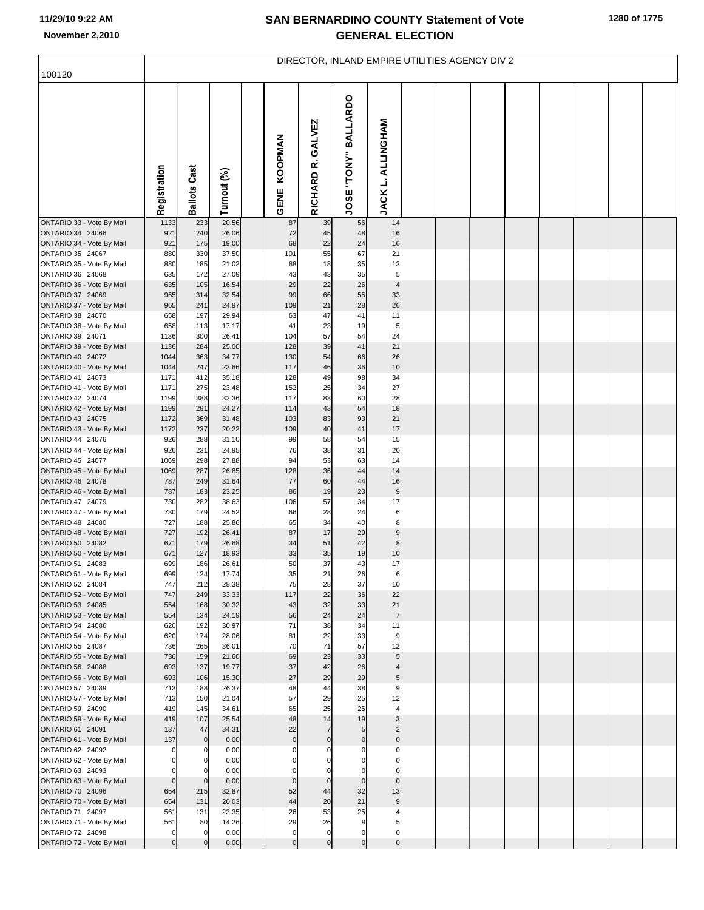# SAN BERNARDINO COUNTY Statement of Vote
## GENERAL ELECTION

11/29/10 9:22 AM
November 2,2010

100120

DIRECTOR, INLAND EMPIRE UTILITIES AGENCY DIV 2

| | Registration | Ballots Cast | Turnout (%) | | GENE KOOPMAN | RICHARD R. GALVEZ | JOSE "TONY" BALLARDO | JACK L. ALLINGHAM |
|---|---|---|---|---|---|---|---|---|
| ONTARIO 33 - Vote By Mail | 1133 | 233 | 20.56 | | 87 | 39 | 56 | 14 |
| ONTARIO 34 24066 | 921 | 240 | 26.06 | | 72 | 45 | 48 | 16 |
| ONTARIO 34 - Vote By Mail | 921 | 175 | 19.00 | | 68 | 22 | 24 | 16 |
| ONTARIO 35 24067 | 880 | 330 | 37.50 | | 101 | 55 | 67 | 21 |
| ONTARIO 35 - Vote By Mail | 880 | 185 | 21.02 | | 68 | 18 | 35 | 13 |
| ONTARIO 36 24068 | 635 | 172 | 27.09 | | 43 | 43 | 35 | 5 |
| ONTARIO 36 - Vote By Mail | 635 | 105 | 16.54 | | 29 | 22 | 26 | 4 |
| ONTARIO 37 24069 | 965 | 314 | 32.54 | | 99 | 66 | 55 | 33 |
| ONTARIO 37 - Vote By Mail | 965 | 241 | 24.97 | | 109 | 21 | 28 | 26 |
| ONTARIO 38 24070 | 658 | 197 | 29.94 | | 63 | 47 | 41 | 11 |
| ONTARIO 38 - Vote By Mail | 658 | 113 | 17.17 | | 41 | 23 | 19 | 5 |
| ONTARIO 39 24071 | 1136 | 300 | 26.41 | | 104 | 57 | 54 | 24 |
| ONTARIO 39 - Vote By Mail | 1136 | 284 | 25.00 | | 128 | 39 | 41 | 21 |
| ONTARIO 40 24072 | 1044 | 363 | 34.77 | | 130 | 54 | 66 | 26 |
| ONTARIO 40 - Vote By Mail | 1044 | 247 | 23.66 | | 117 | 46 | 36 | 10 |
| ONTARIO 41 24073 | 1171 | 412 | 35.18 | | 128 | 49 | 98 | 34 |
| ONTARIO 41 - Vote By Mail | 1171 | 275 | 23.48 | | 152 | 25 | 34 | 27 |
| ONTARIO 42 24074 | 1199 | 388 | 32.36 | | 117 | 83 | 60 | 28 |
| ONTARIO 42 - Vote By Mail | 1199 | 291 | 24.27 | | 114 | 43 | 54 | 18 |
| ONTARIO 43 24075 | 1172 | 369 | 31.48 | | 103 | 83 | 93 | 21 |
| ONTARIO 43 - Vote By Mail | 1172 | 237 | 20.22 | | 109 | 40 | 41 | 17 |
| ONTARIO 44 24076 | 926 | 288 | 31.10 | | 99 | 58 | 54 | 15 |
| ONTARIO 44 - Vote By Mail | 926 | 231 | 24.95 | | 76 | 38 | 31 | 20 |
| ONTARIO 45 24077 | 1069 | 298 | 27.88 | | 94 | 53 | 63 | 14 |
| ONTARIO 45 - Vote By Mail | 1069 | 287 | 26.85 | | 128 | 36 | 44 | 14 |
| ONTARIO 46 24078 | 787 | 249 | 31.64 | | 77 | 60 | 44 | 16 |
| ONTARIO 46 - Vote By Mail | 787 | 183 | 23.25 | | 86 | 19 | 23 | 9 |
| ONTARIO 47 24079 | 730 | 282 | 38.63 | | 106 | 57 | 34 | 17 |
| ONTARIO 47 - Vote By Mail | 730 | 179 | 24.52 | | 66 | 28 | 24 | 6 |
| ONTARIO 48 24080 | 727 | 188 | 25.86 | | 65 | 34 | 40 | 8 |
| ONTARIO 48 - Vote By Mail | 727 | 192 | 26.41 | | 87 | 17 | 29 | 9 |
| ONTARIO 50 24082 | 671 | 179 | 26.68 | | 34 | 51 | 42 | 8 |
| ONTARIO 50 - Vote By Mail | 671 | 127 | 18.93 | | 33 | 35 | 19 | 10 |
| ONTARIO 51 24083 | 699 | 186 | 26.61 | | 50 | 37 | 43 | 17 |
| ONTARIO 51 - Vote By Mail | 699 | 124 | 17.74 | | 35 | 21 | 26 | 6 |
| ONTARIO 52 24084 | 747 | 212 | 28.38 | | 75 | 28 | 37 | 10 |
| ONTARIO 52 - Vote By Mail | 747 | 249 | 33.33 | | 117 | 22 | 36 | 22 |
| ONTARIO 53 24085 | 554 | 168 | 30.32 | | 43 | 32 | 33 | 21 |
| ONTARIO 53 - Vote By Mail | 554 | 134 | 24.19 | | 56 | 24 | 24 | 7 |
| ONTARIO 54 24086 | 620 | 192 | 30.97 | | 71 | 38 | 34 | 11 |
| ONTARIO 54 - Vote By Mail | 620 | 174 | 28.06 | | 81 | 22 | 33 | 9 |
| ONTARIO 55 24087 | 736 | 265 | 36.01 | | 70 | 71 | 57 | 12 |
| ONTARIO 55 - Vote By Mail | 736 | 159 | 21.60 | | 69 | 23 | 33 | 5 |
| ONTARIO 56 24088 | 693 | 137 | 19.77 | | 37 | 42 | 26 | 4 |
| ONTARIO 56 - Vote By Mail | 693 | 106 | 15.30 | | 27 | 29 | 29 | 5 |
| ONTARIO 57 24089 | 713 | 188 | 26.37 | | 48 | 44 | 38 | 9 |
| ONTARIO 57 - Vote By Mail | 713 | 150 | 21.04 | | 57 | 29 | 25 | 12 |
| ONTARIO 59 24090 | 419 | 145 | 34.61 | | 65 | 25 | 25 | 4 |
| ONTARIO 59 - Vote By Mail | 419 | 107 | 25.54 | | 48 | 14 | 19 | 3 |
| ONTARIO 61 24091 | 137 | 47 | 34.31 | | 22 | 7 | 5 | 2 |
| ONTARIO 61 - Vote By Mail | 137 | 0 | 0.00 | | 0 | 0 | 0 | 0 |
| ONTARIO 62 24092 | 0 | 0 | 0.00 | | 0 | 0 | 0 | 0 |
| ONTARIO 62 - Vote By Mail | 0 | 0 | 0.00 | | 0 | 0 | 0 | 0 |
| ONTARIO 63 24093 | 0 | 0 | 0.00 | | 0 | 0 | 0 | 0 |
| ONTARIO 63 - Vote By Mail | 0 | 0 | 0.00 | | 0 | 0 | 0 | 0 |
| ONTARIO 70 24096 | 654 | 215 | 32.87 | | 52 | 44 | 32 | 13 |
| ONTARIO 70 - Vote By Mail | 654 | 131 | 20.03 | | 44 | 20 | 21 | 9 |
| ONTARIO 71 24097 | 561 | 131 | 23.35 | | 26 | 53 | 25 | 4 |
| ONTARIO 71 - Vote By Mail | 561 | 80 | 14.26 | | 29 | 26 | 9 | 5 |
| ONTARIO 72 24098 | 0 | 0 | 0.00 | | 0 | 0 | 0 | 0 |
| ONTARIO 72 - Vote By Mail | 0 | 0 | 0.00 | | 0 | 0 | 0 | 0 |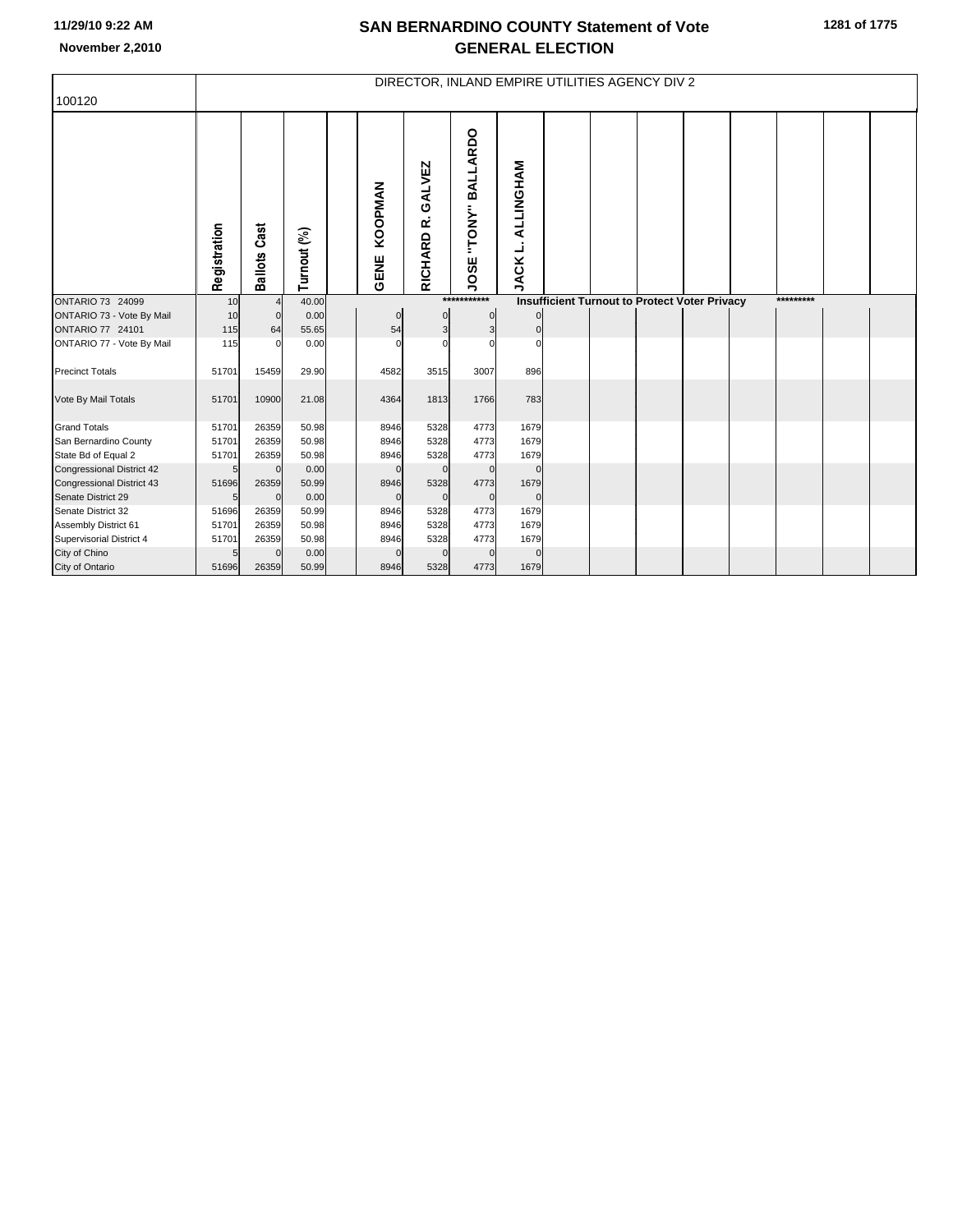# SAN BERNARDINO COUNTY Statement of Vote
## GENERAL ELECTION

November 2,2010

DIRECTOR, INLAND EMPIRE UTILITIES AGENCY DIV 2

| 100120 | Registration | Ballots Cast | Turnout (%) | GENE KOOPMAN | RICHARD R. GALVEZ | JOSE "TONY" BALLARDO | JACK L. ALLINGHAM |
|---|---|---|---|---|---|---|---|
| ONTARIO 73 24099 | 10 | 4 | 40.00 | *********** Insufficient Turnout to Protect Voter Privacy ********* | | | |
| ONTARIO 73 - Vote By Mail | 10 | 0 | 0.00 | 0 | 0 | 0 | 0 |
| ONTARIO 77 24101 | 115 | 64 | 55.65 | 54 | 3 | 3 | 0 |
| ONTARIO 77 - Vote By Mail | 115 | 0 | 0.00 | 0 | 0 | 0 | 0 |
| Precinct Totals | 51701 | 15459 | 29.90 | 4582 | 3515 | 3007 | 896 |
| Vote By Mail Totals | 51701 | 10900 | 21.08 | 4364 | 1813 | 1766 | 783 |
| Grand Totals | 51701 | 26359 | 50.98 | 8946 | 5328 | 4773 | 1679 |
| San Bernardino County | 51701 | 26359 | 50.98 | 8946 | 5328 | 4773 | 1679 |
| State Bd of Equal 2 | 51701 | 26359 | 50.98 | 8946 | 5328 | 4773 | 1679 |
| Congressional District 42 | 5 | 0 | 0.00 | 0 | 0 | 0 | 0 |
| Congressional District 43 | 51696 | 26359 | 50.99 | 8946 | 5328 | 4773 | 1679 |
| Senate District 29 | 5 | 0 | 0.00 | 0 | 0 | 0 | 0 |
| Senate District 32 | 51696 | 26359 | 50.99 | 8946 | 5328 | 4773 | 1679 |
| Assembly District 61 | 51701 | 26359 | 50.98 | 8946 | 5328 | 4773 | 1679 |
| Supervisorial District 4 | 51701 | 26359 | 50.98 | 8946 | 5328 | 4773 | 1679 |
| City of Chino | 5 | 0 | 0.00 | 0 | 0 | 0 | 0 |
| City of Ontario | 51696 | 26359 | 50.99 | 8946 | 5328 | 4773 | 1679 |